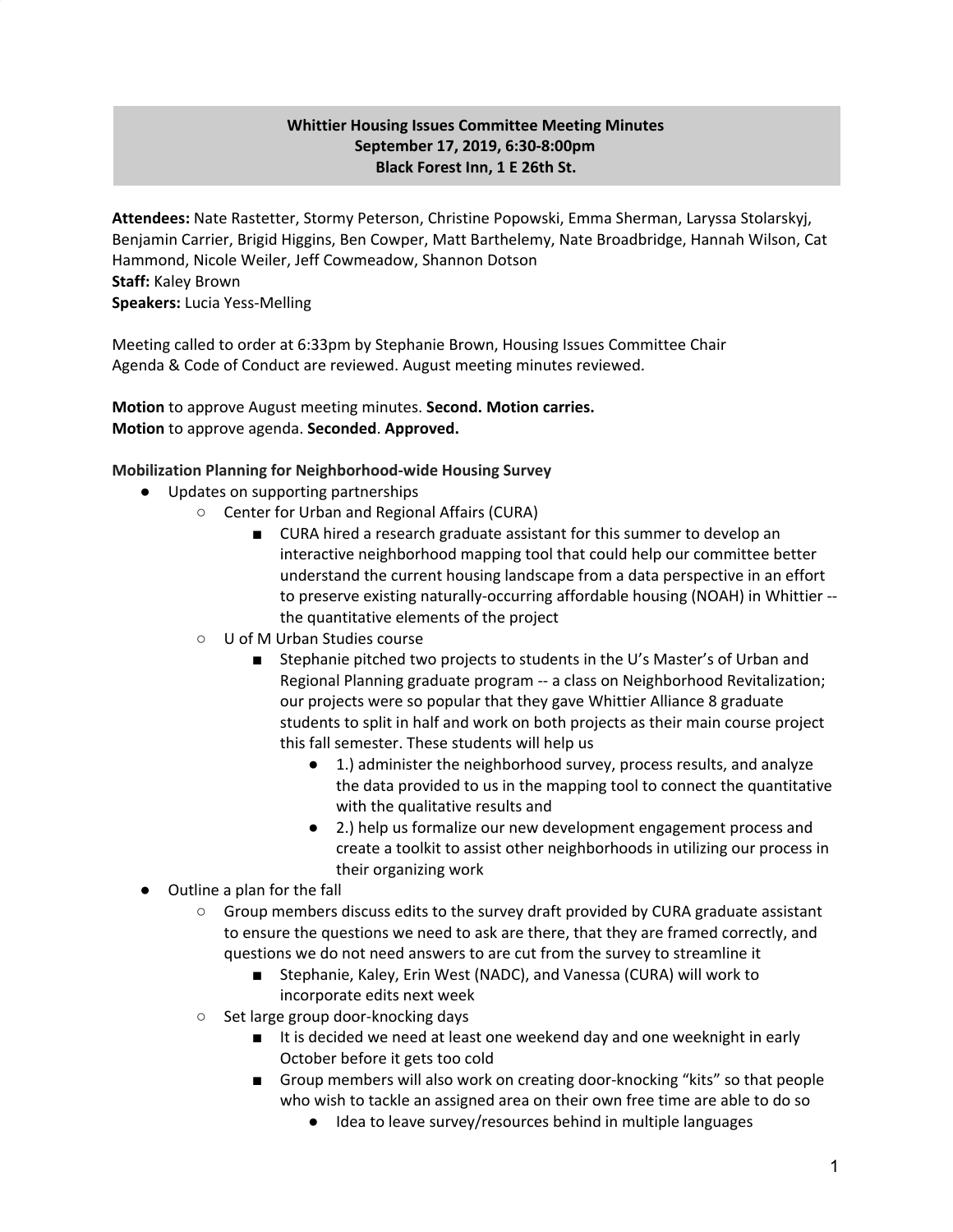**Whittier Housing Issues Committee Meeting Minutes**
**September 17, 2019, 6:30-8:00pm**
**Black Forest Inn, 1 E 26th St.**

**Attendees:** Nate Rastetter, Stormy Peterson, Christine Popowski, Emma Sherman, Laryssa Stolarskyj, Benjamin Carrier, Brigid Higgins, Ben Cowper, Matt Barthelemy, Nate Broadbridge, Hannah Wilson, Cat Hammond, Nicole Weiler, Jeff Cowmeadow, Shannon Dotson
**Staff:** Kaley Brown
**Speakers:** Lucia Yess-Melling

Meeting called to order at 6:33pm by Stephanie Brown, Housing Issues Committee Chair
Agenda & Code of Conduct are reviewed. August meeting minutes reviewed.

**Motion** to approve August meeting minutes. **Second. Motion carries.**
**Motion** to approve agenda. **Seconded**. **Approved.**

**Mobilization Planning for Neighborhood-wide Housing Survey**

- Updates on supporting partnerships
  - Center for Urban and Regional Affairs (CURA)
    - CURA hired a research graduate assistant for this summer to develop an interactive neighborhood mapping tool that could help our committee better understand the current housing landscape from a data perspective in an effort to preserve existing naturally-occurring affordable housing (NOAH) in Whittier -- the quantitative elements of the project
  - U of M Urban Studies course
    - Stephanie pitched two projects to students in the U's Master's of Urban and Regional Planning graduate program -- a class on Neighborhood Revitalization; our projects were so popular that they gave Whittier Alliance 8 graduate students to split in half and work on both projects as their main course project this fall semester. These students will help us
      - 1.) administer the neighborhood survey, process results, and analyze the data provided to us in the mapping tool to connect the quantitative with the qualitative results and
      - 2.) help us formalize our new development engagement process and create a toolkit to assist other neighborhoods in utilizing our process in their organizing work
- Outline a plan for the fall
  - Group members discuss edits to the survey draft provided by CURA graduate assistant to ensure the questions we need to ask are there, that they are framed correctly, and questions we do not need answers to are cut from the survey to streamline it
    - Stephanie, Kaley, Erin West (NADC), and Vanessa (CURA) will work to incorporate edits next week
  - Set large group door-knocking days
    - It is decided we need at least one weekend day and one weeknight in early October before it gets too cold
    - Group members will also work on creating door-knocking "kits" so that people who wish to tackle an assigned area on their own free time are able to do so
      - Idea to leave survey/resources behind in multiple languages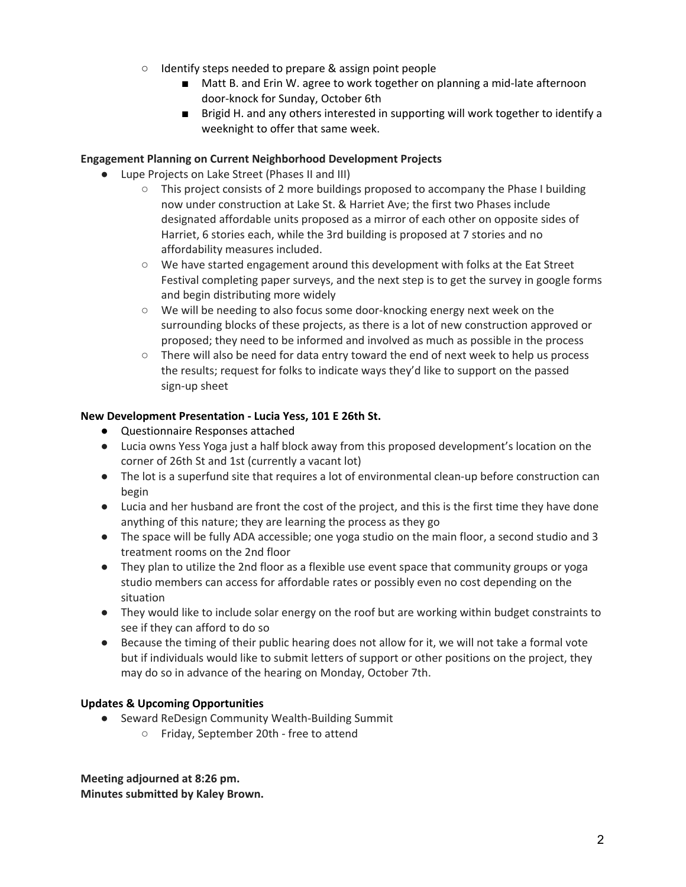- Identify steps needed to prepare & assign point people
    - Matt B. and Erin W. agree to work together on planning a mid-late afternoon door-knock for Sunday, October 6th
    - Brigid H. and any others interested in supporting will work together to identify a weeknight to offer that same week.

**Engagement Planning on Current Neighborhood Development Projects**

- Lupe Projects on Lake Street (Phases II and III)
  - This project consists of 2 more buildings proposed to accompany the Phase I building now under construction at Lake St. & Harriet Ave; the first two Phases include designated affordable units proposed as a mirror of each other on opposite sides of Harriet, 6 stories each, while the 3rd building is proposed at 7 stories and no affordability measures included.
  - We have started engagement around this development with folks at the Eat Street Festival completing paper surveys, and the next step is to get the survey in google forms and begin distributing more widely
  - We will be needing to also focus some door-knocking energy next week on the surrounding blocks of these projects, as there is a lot of new construction approved or proposed; they need to be informed and involved as much as possible in the process
  - There will also be need for data entry toward the end of next week to help us process the results; request for folks to indicate ways they'd like to support on the passed sign-up sheet

**New Development Presentation - Lucia Yess, 101 E 26th St.**

- Questionnaire Responses attached
- Lucia owns Yess Yoga just a half block away from this proposed development's location on the corner of 26th St and 1st (currently a vacant lot)
- The lot is a superfund site that requires a lot of environmental clean-up before construction can begin
- Lucia and her husband are front the cost of the project, and this is the first time they have done anything of this nature; they are learning the process as they go
- The space will be fully ADA accessible; one yoga studio on the main floor, a second studio and 3 treatment rooms on the 2nd floor
- They plan to utilize the 2nd floor as a flexible use event space that community groups or yoga studio members can access for affordable rates or possibly even no cost depending on the situation
- They would like to include solar energy on the roof but are working within budget constraints to see if they can afford to do so
- Because the timing of their public hearing does not allow for it, we will not take a formal vote but if individuals would like to submit letters of support or other positions on the project, they may do so in advance of the hearing on Monday, October 7th.

**Updates & Upcoming Opportunities**

- Seward ReDesign Community Wealth-Building Summit
  - Friday, September 20th - free to attend

**Meeting adjourned at 8:26 pm.**
**Minutes submitted by Kaley Brown.**